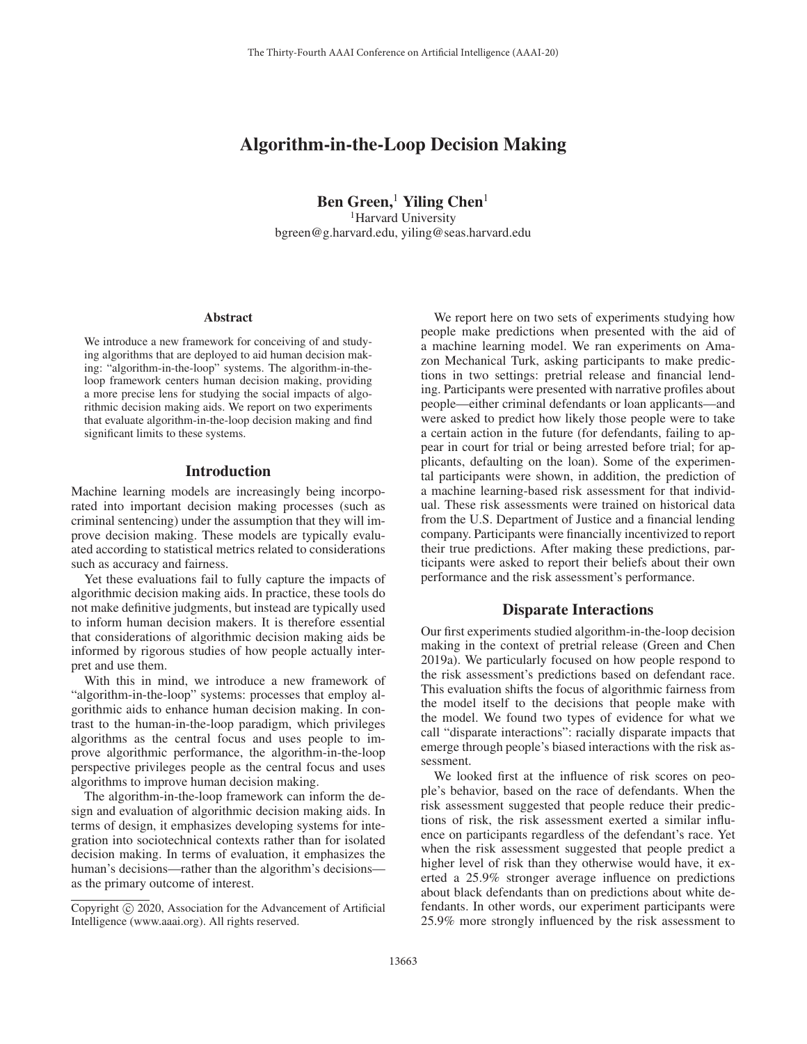# Algorithm-in-the-Loop Decision Making

**Ben Green,[1] Yiling Chen[1]**

[1]Harvard University

bgreen@g.harvard.edu, yiling@seas.harvard.edu

## Abstract

We introduce a new framework for conceiving of and studying algorithms that are deployed to aid human decision making: "algorithm-in-the-loop" systems. The algorithm-in-the-loop framework centers human decision making, providing a more precise lens for studying the social impacts of algorithmic decision making aids. We report on two experiments that evaluate algorithm-in-the-loop decision making and find significant limits to these systems.

## Introduction

Machine learning models are increasingly being incorporated into important decision making processes (such as criminal sentencing) under the assumption that they will improve decision making. These models are typically evaluated according to statistical metrics related to considerations such as accuracy and fairness.

Yet these evaluations fail to fully capture the impacts of algorithmic decision making aids. In practice, these tools do not make definitive judgments, but instead are typically used to inform human decision makers. It is therefore essential that considerations of algorithmic decision making aids be informed by rigorous studies of how people actually interpret and use them.

With this in mind, we introduce a new framework of "algorithm-in-the-loop" systems: processes that employ algorithmic aids to enhance human decision making. In contrast to the human-in-the-loop paradigm, which privileges algorithms as the central focus and uses people to improve algorithmic performance, the algorithm-in-the-loop perspective privileges people as the central focus and uses algorithms to improve human decision making.

The algorithm-in-the-loop framework can inform the design and evaluation of algorithmic decision making aids. In terms of design, it emphasizes developing systems for integration into sociotechnical contexts rather than for isolated decision making. In terms of evaluation, it emphasizes the human's decisions—rather than the algorithm's decisions—as the primary outcome of interest.

Copyright © 2020, Association for the Advancement of Artificial Intelligence (www.aaai.org). All rights reserved.

We report here on two sets of experiments studying how people make predictions when presented with the aid of a machine learning model. We ran experiments on Amazon Mechanical Turk, asking participants to make predictions in two settings: pretrial release and financial lending. Participants were presented with narrative profiles about people—either criminal defendants or loan applicants—and were asked to predict how likely those people were to take a certain action in the future (for defendants, failing to appear in court for trial or being arrested before trial; for applicants, defaulting on the loan). Some of the experimental participants were shown, in addition, the prediction of a machine learning-based risk assessment for that individual. These risk assessments were trained on historical data from the U.S. Department of Justice and a financial lending company. Participants were financially incentivized to report their true predictions. After making these predictions, participants were asked to report their beliefs about their own performance and the risk assessment's performance.

## Disparate Interactions

Our first experiments studied algorithm-in-the-loop decision making in the context of pretrial release (Green and Chen 2019a). We particularly focused on how people respond to the risk assessment's predictions based on defendant race. This evaluation shifts the focus of algorithmic fairness from the model itself to the decisions that people make with the model. We found two types of evidence for what we call "disparate interactions": racially disparate impacts that emerge through people's biased interactions with the risk assessment.

We looked first at the influence of risk scores on people's behavior, based on the race of defendants. When the risk assessment suggested that people reduce their predictions of risk, the risk assessment exerted a similar influence on participants regardless of the defendant's race. Yet when the risk assessment suggested that people predict a higher level of risk than they otherwise would have, it exerted a 25.9% stronger average influence on predictions about black defendants than on predictions about white defendants. In other words, our experiment participants were 25.9% more strongly influenced by the risk assessment to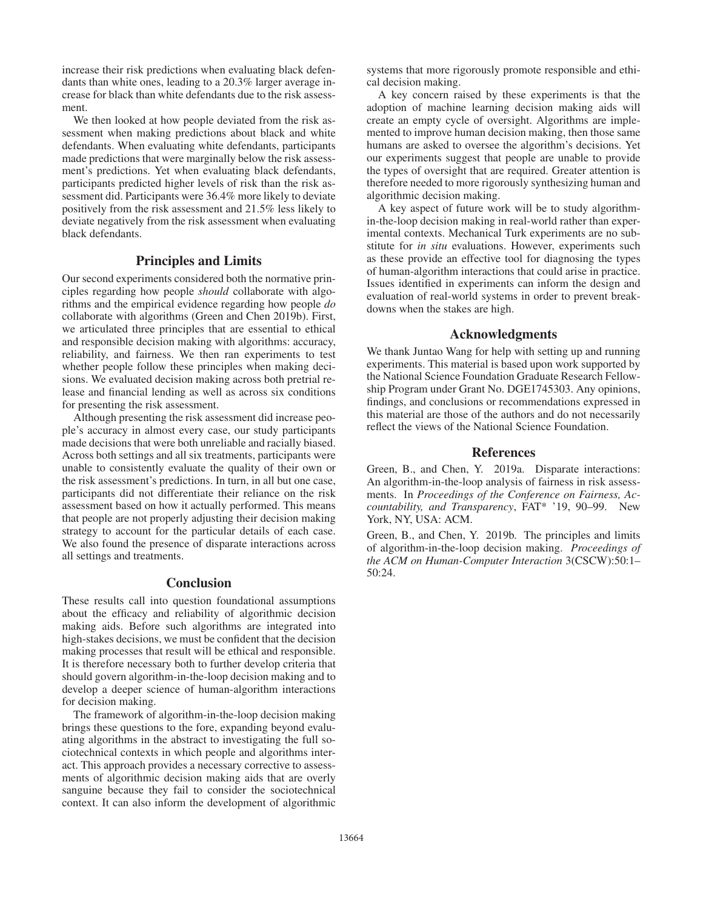increase their risk predictions when evaluating black defendants than white ones, leading to a 20.3% larger average increase for black than white defendants due to the risk assessment.

We then looked at how people deviated from the risk assessment when making predictions about black and white defendants. When evaluating white defendants, participants made predictions that were marginally below the risk assessment's predictions. Yet when evaluating black defendants, participants predicted higher levels of risk than the risk assessment did. Participants were 36.4% more likely to deviate positively from the risk assessment and 21.5% less likely to deviate negatively from the risk assessment when evaluating black defendants.

## Principles and Limits

Our second experiments considered both the normative principles regarding how people *should* collaborate with algorithms and the empirical evidence regarding how people *do* collaborate with algorithms (Green and Chen 2019b). First, we articulated three principles that are essential to ethical and responsible decision making with algorithms: accuracy, reliability, and fairness. We then ran experiments to test whether people follow these principles when making decisions. We evaluated decision making across both pretrial release and financial lending as well as across six conditions for presenting the risk assessment.

Although presenting the risk assessment did increase people's accuracy in almost every case, our study participants made decisions that were both unreliable and racially biased. Across both settings and all six treatments, participants were unable to consistently evaluate the quality of their own or the risk assessment's predictions. In turn, in all but one case, participants did not differentiate their reliance on the risk assessment based on how it actually performed. This means that people are not properly adjusting their decision making strategy to account for the particular details of each case. We also found the presence of disparate interactions across all settings and treatments.

## Conclusion

These results call into question foundational assumptions about the efficacy and reliability of algorithmic decision making aids. Before such algorithms are integrated into high-stakes decisions, we must be confident that the decision making processes that result will be ethical and responsible. It is therefore necessary both to further develop criteria that should govern algorithm-in-the-loop decision making and to develop a deeper science of human-algorithm interactions for decision making.

The framework of algorithm-in-the-loop decision making brings these questions to the fore, expanding beyond evaluating algorithms in the abstract to investigating the full sociotechnical contexts in which people and algorithms interact. This approach provides a necessary corrective to assessments of algorithmic decision making aids that are overly sanguine because they fail to consider the sociotechnical context. It can also inform the development of algorithmic systems that more rigorously promote responsible and ethical decision making.

A key concern raised by these experiments is that the adoption of machine learning decision making aids will create an empty cycle of oversight. Algorithms are implemented to improve human decision making, then those same humans are asked to oversee the algorithm's decisions. Yet our experiments suggest that people are unable to provide the types of oversight that are required. Greater attention is therefore needed to more rigorously synthesizing human and algorithmic decision making.

A key aspect of future work will be to study algorithm-in-the-loop decision making in real-world rather than experimental contexts. Mechanical Turk experiments are no substitute for *in situ* evaluations. However, experiments such as these provide an effective tool for diagnosing the types of human-algorithm interactions that could arise in practice. Issues identified in experiments can inform the design and evaluation of real-world systems in order to prevent breakdowns when the stakes are high.

## Acknowledgments

We thank Juntao Wang for help with setting up and running experiments. This material is based upon work supported by the National Science Foundation Graduate Research Fellowship Program under Grant No. DGE1745303. Any opinions, findings, and conclusions or recommendations expressed in this material are those of the authors and do not necessarily reflect the views of the National Science Foundation.

## References

Green, B., and Chen, Y. 2019a. Disparate interactions: An algorithm-in-the-loop analysis of fairness in risk assessments. In *Proceedings of the Conference on Fairness, Accountability, and Transparency*, FAT* '19, 90–99. New York, NY, USA: ACM.

Green, B., and Chen, Y. 2019b. The principles and limits of algorithm-in-the-loop decision making. *Proceedings of the ACM on Human-Computer Interaction* 3(CSCW):50:1–50:24.